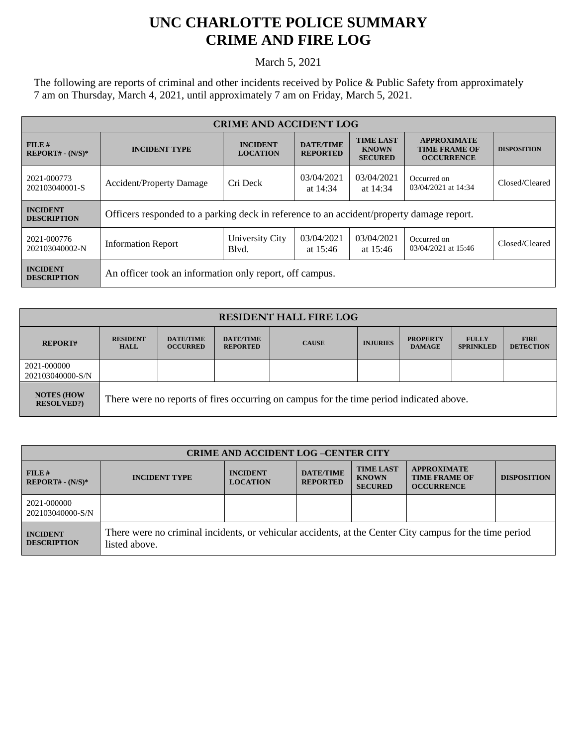# UNC CHARLOTTE POLICE SUMMARY
# CRIME AND FIRE LOG

March 5, 2021

The following are reports of criminal and other incidents received by Police & Public Safety from approximately 7 am on Thursday, March 4, 2021, until approximately 7 am on Friday, March 5, 2021.

| CRIME AND ACCIDENT LOG | | | | | | |
|---|---|---|---|---|---|---|
| **FILE # REPORT# - (N/S)*** | **INCIDENT TYPE** | **INCIDENT LOCATION** | **DATE/TIME REPORTED** | **TIME LAST KNOWN SECURED** | **APPROXIMATE TIME FRAME OF OCCURRENCE** | **DISPOSITION** |
| 2021-000773 202103040001-S | Accident/Property Damage | Cri Deck | 03/04/2021 at 14:34 | 03/04/2021 at 14:34 | Occurred on 03/04/2021 at 14:34 | Closed/Cleared |
| **INCIDENT DESCRIPTION** | Officers responded to a parking deck in reference to an accident/property damage report. | | | | | |
| 2021-000776 202103040002-N | Information Report | University City Blvd. | 03/04/2021 at 15:46 | 03/04/2021 at 15:46 | Occurred on 03/04/2021 at 15:46 | Closed/Cleared |
| **INCIDENT DESCRIPTION** | An officer took an information only report, off campus. | | | | | |

| RESIDENT HALL FIRE LOG | | | | | | | | |
|---|---|---|---|---|---|---|---|---|
| **REPORT#** | **RESIDENT HALL** | **DATE/TIME OCCURRED** | **DATE/TIME REPORTED** | **CAUSE** | **INJURIES** | **PROPERTY DAMAGE** | **FULLY SPRINKLED** | **FIRE DETECTION** |
| 2021-000000 202103040000-S/N | | | | | | | | |
| **NOTES (HOW RESOLVED?)** | There were no reports of fires occurring on campus for the time period indicated above. | | | | | | | |

| CRIME AND ACCIDENT LOG –CENTER CITY | | | | | | |
|---|---|---|---|---|---|---|
| **FILE # REPORT# - (N/S)*** | **INCIDENT TYPE** | **INCIDENT LOCATION** | **DATE/TIME REPORTED** | **TIME LAST KNOWN SECURED** | **APPROXIMATE TIME FRAME OF OCCURRENCE** | **DISPOSITION** |
| 2021-000000 202103040000-S/N | | | | | | |
| **INCIDENT DESCRIPTION** | There were no criminal incidents, or vehicular accidents, at the Center City campus for the time period listed above. | | | | | |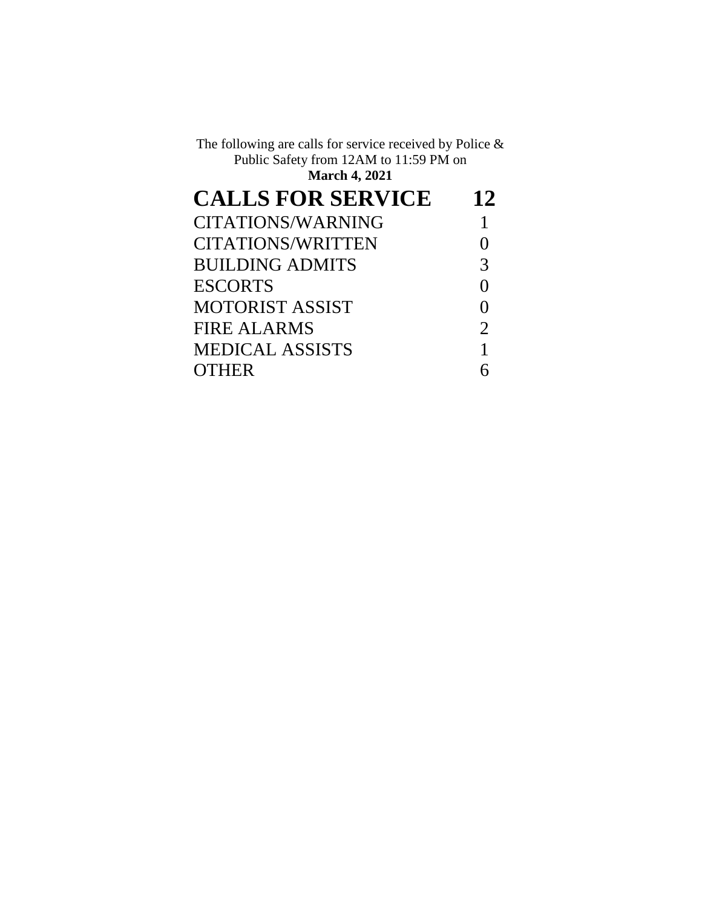The following are calls for service received by Police & Public Safety from 12AM to 11:59 PM on

**March 4, 2021**

| | |
|---|---|
| **CALLS FOR SERVICE** | **12** |
| CITATIONS/WARNING | 1 |
| CITATIONS/WRITTEN | 0 |
| BUILDING ADMITS | 3 |
| ESCORTS | 0 |
| MOTORIST ASSIST | 0 |
| FIRE ALARMS | 2 |
| MEDICAL ASSISTS | 1 |
| OTHER | 6 |